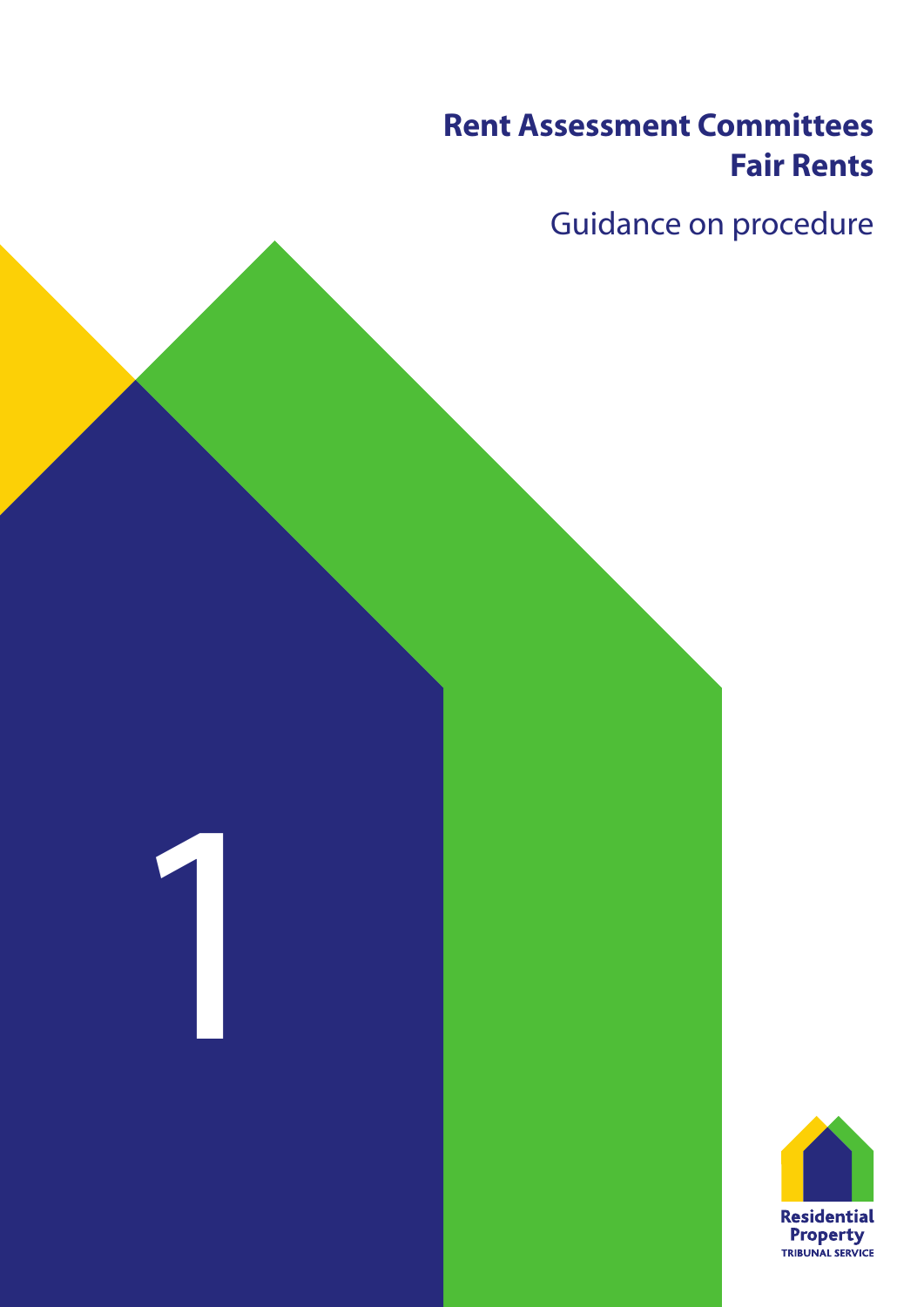# Rent Assessment Committees
# Fair Rents

## Guidance on procedure

1

Residential Property
TRIBUNAL SERVICE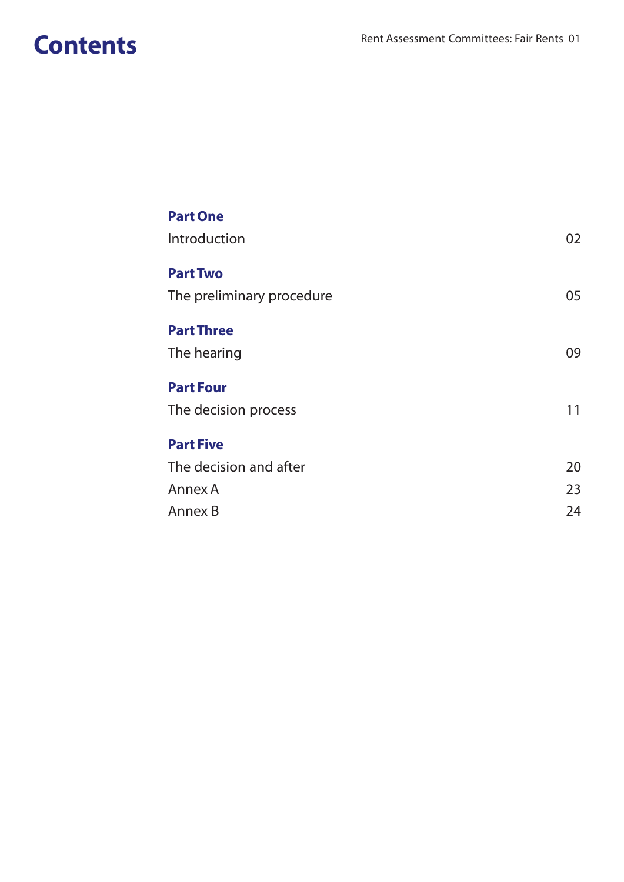# Contents

**Part One**

Introduction 02

**Part Two**

The preliminary procedure 05

**Part Three**

The hearing 09

**Part Four**

The decision process 11

**Part Five**

The decision and after 20

Annex A 23

Annex B 24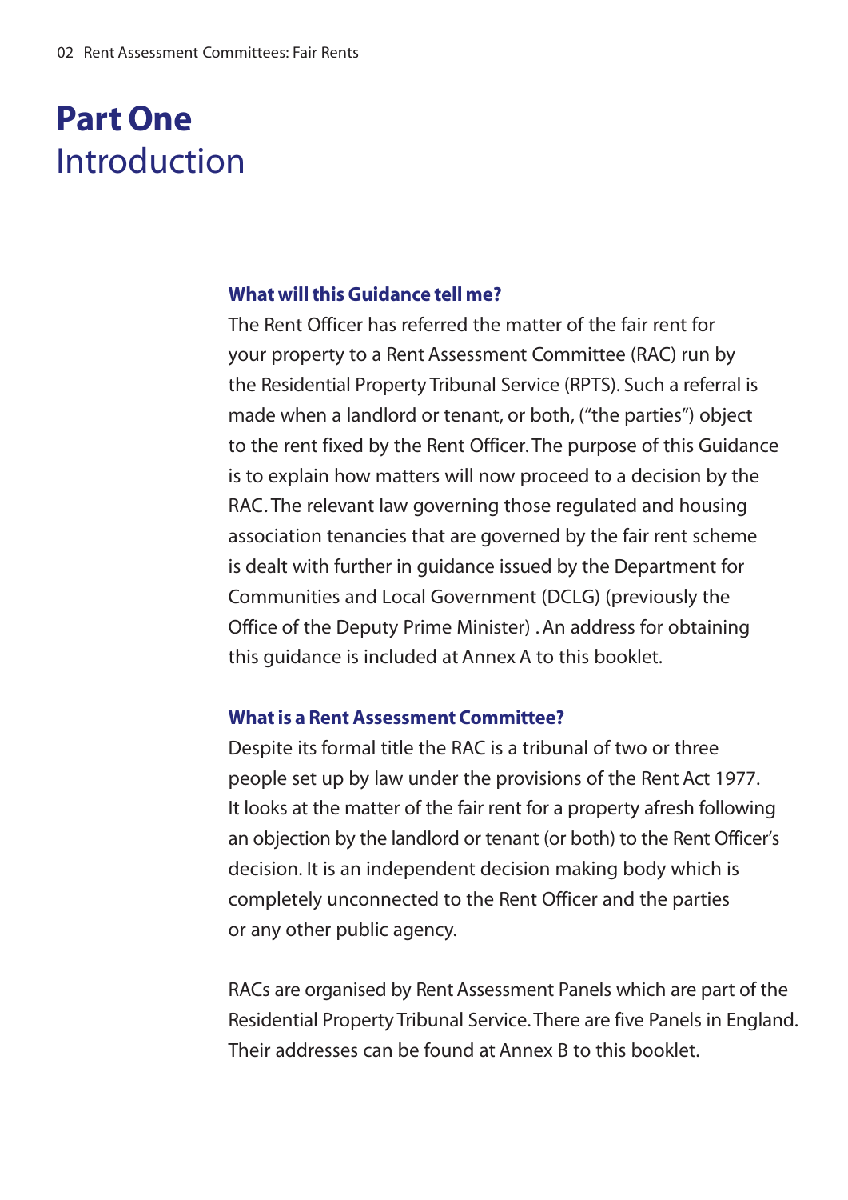# Part One
## Introduction

### What will this Guidance tell me?

The Rent Officer has referred the matter of the fair rent for your property to a Rent Assessment Committee (RAC) run by the Residential Property Tribunal Service (RPTS). Such a referral is made when a landlord or tenant, or both, ("the parties") object to the rent fixed by the Rent Officer. The purpose of this Guidance is to explain how matters will now proceed to a decision by the RAC. The relevant law governing those regulated and housing association tenancies that are governed by the fair rent scheme is dealt with further in guidance issued by the Department for Communities and Local Government (DCLG) (previously the Office of the Deputy Prime Minister) . An address for obtaining this guidance is included at Annex A to this booklet.

### What is a Rent Assessment Committee?

Despite its formal title the RAC is a tribunal of two or three people set up by law under the provisions of the Rent Act 1977. It looks at the matter of the fair rent for a property afresh following an objection by the landlord or tenant (or both) to the Rent Officer's decision. It is an independent decision making body which is completely unconnected to the Rent Officer and the parties or any other public agency.

RACs are organised by Rent Assessment Panels which are part of the Residential Property Tribunal Service. There are five Panels in England. Their addresses can be found at Annex B to this booklet.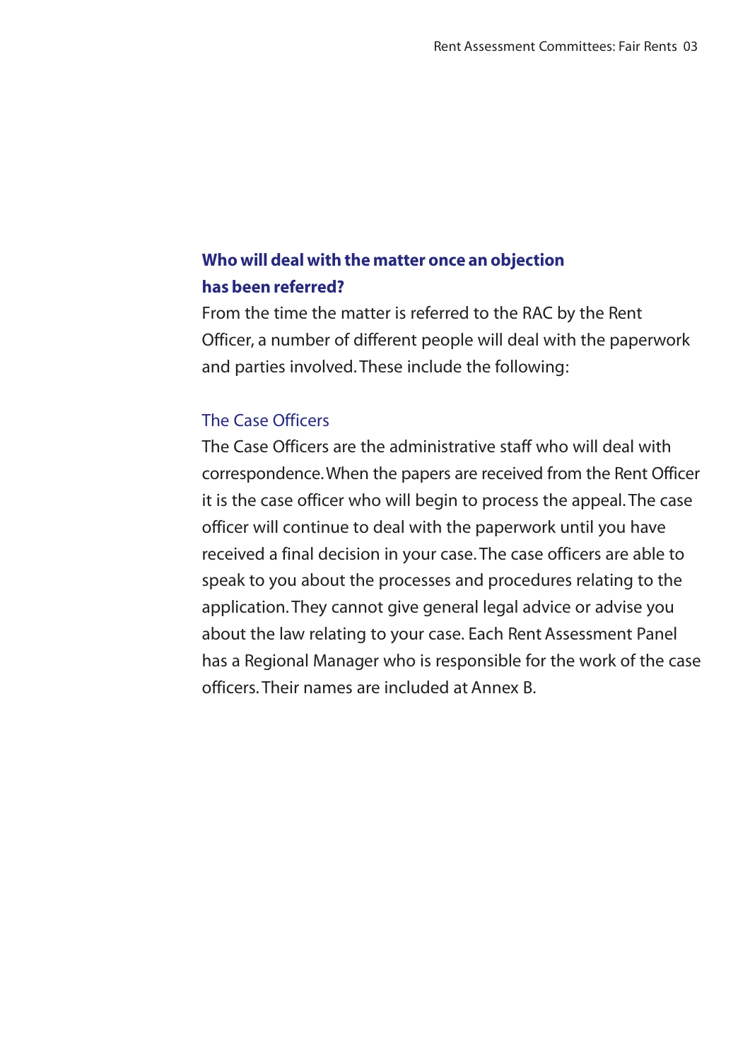## Who will deal with the matter once an objection has been referred?

From the time the matter is referred to the RAC by the Rent Officer, a number of different people will deal with the paperwork and parties involved. These include the following:

### The Case Officers

The Case Officers are the administrative staff who will deal with correspondence. When the papers are received from the Rent Officer it is the case officer who will begin to process the appeal. The case officer will continue to deal with the paperwork until you have received a final decision in your case. The case officers are able to speak to you about the processes and procedures relating to the application. They cannot give general legal advice or advise you about the law relating to your case. Each Rent Assessment Panel has a Regional Manager who is responsible for the work of the case officers. Their names are included at Annex B.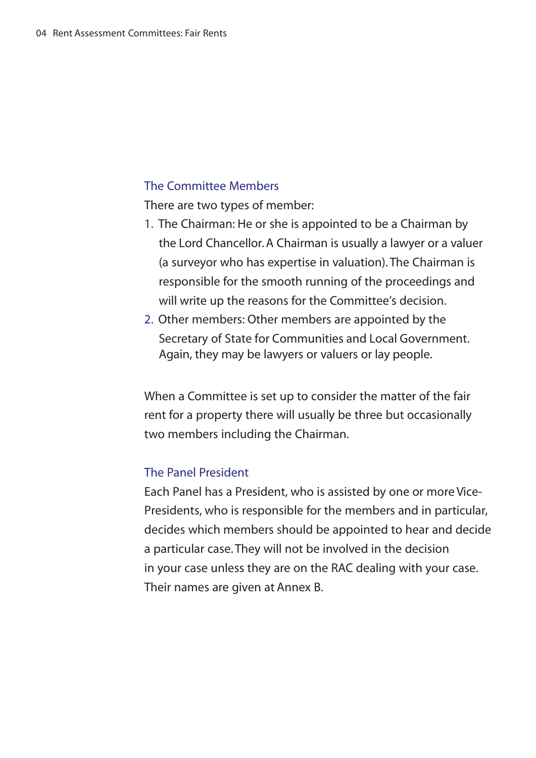## The Committee Members

There are two types of member:

1. The Chairman: He or she is appointed to be a Chairman by the Lord Chancellor. A Chairman is usually a lawyer or a valuer (a surveyor who has expertise in valuation). The Chairman is responsible for the smooth running of the proceedings and will write up the reasons for the Committee's decision.
2. Other members: Other members are appointed by the Secretary of State for Communities and Local Government. Again, they may be lawyers or valuers or lay people.

When a Committee is set up to consider the matter of the fair rent for a property there will usually be three but occasionally two members including the Chairman.

## The Panel President

Each Panel has a President, who is assisted by one or more Vice-Presidents, who is responsible for the members and in particular, decides which members should be appointed to hear and decide a particular case. They will not be involved in the decision in your case unless they are on the RAC dealing with your case. Their names are given at Annex B.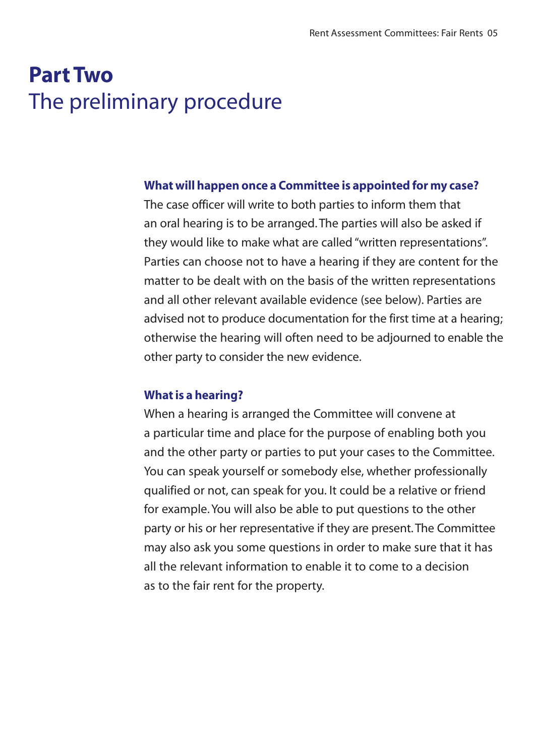# Part Two
## The preliminary procedure

### What will happen once a Committee is appointed for my case?

The case officer will write to both parties to inform them that an oral hearing is to be arranged. The parties will also be asked if they would like to make what are called "written representations". Parties can choose not to have a hearing if they are content for the matter to be dealt with on the basis of the written representations and all other relevant available evidence (see below). Parties are advised not to produce documentation for the first time at a hearing; otherwise the hearing will often need to be adjourned to enable the other party to consider the new evidence.

### What is a hearing?

When a hearing is arranged the Committee will convene at a particular time and place for the purpose of enabling both you and the other party or parties to put your cases to the Committee. You can speak yourself or somebody else, whether professionally qualified or not, can speak for you. It could be a relative or friend for example. You will also be able to put questions to the other party or his or her representative if they are present. The Committee may also ask you some questions in order to make sure that it has all the relevant information to enable it to come to a decision as to the fair rent for the property.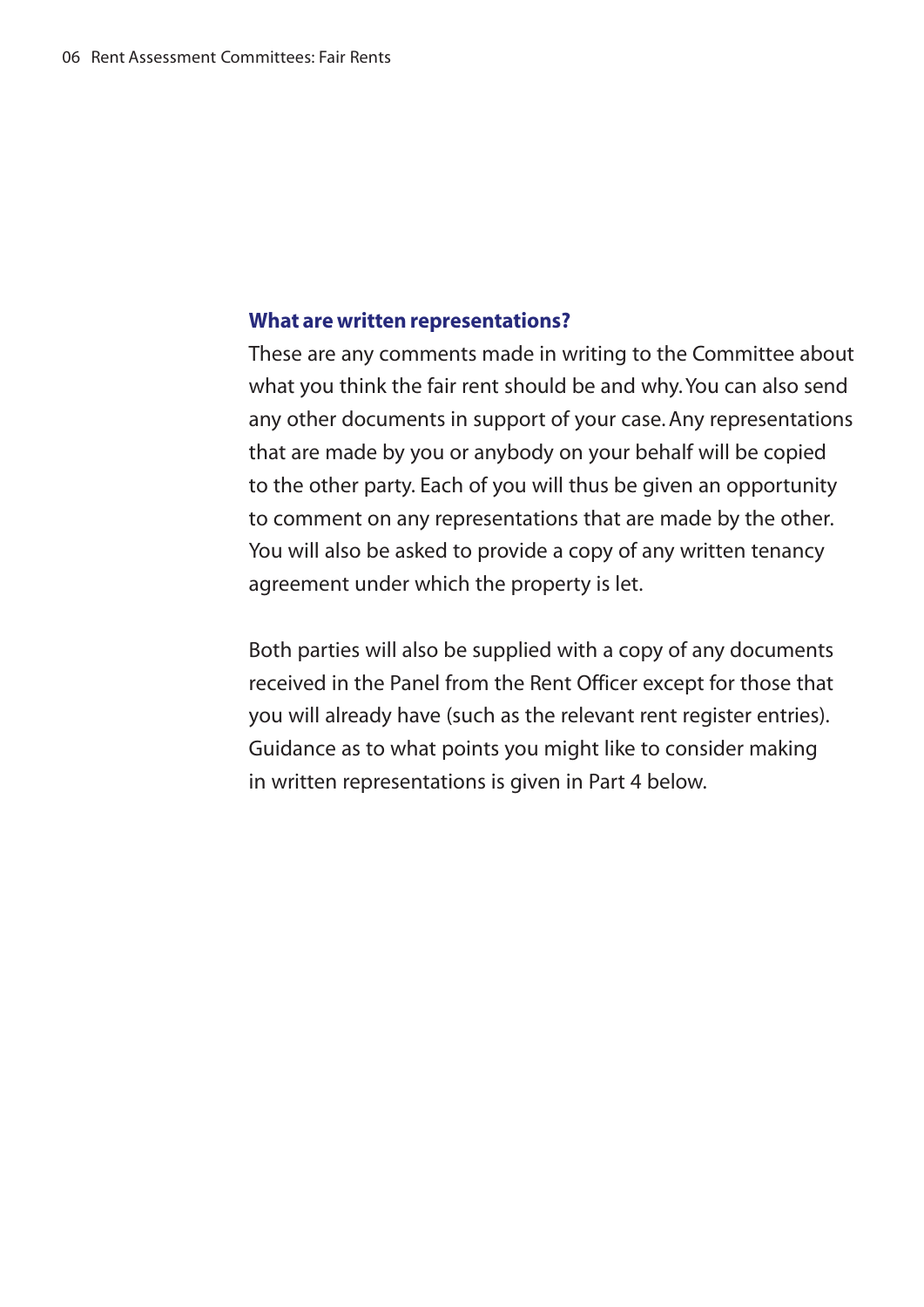### What are written representations?

These are any comments made in writing to the Committee about what you think the fair rent should be and why. You can also send any other documents in support of your case. Any representations that are made by you or anybody on your behalf will be copied to the other party. Each of you will thus be given an opportunity to comment on any representations that are made by the other. You will also be asked to provide a copy of any written tenancy agreement under which the property is let.

Both parties will also be supplied with a copy of any documents received in the Panel from the Rent Officer except for those that you will already have (such as the relevant rent register entries). Guidance as to what points you might like to consider making in written representations is given in Part 4 below.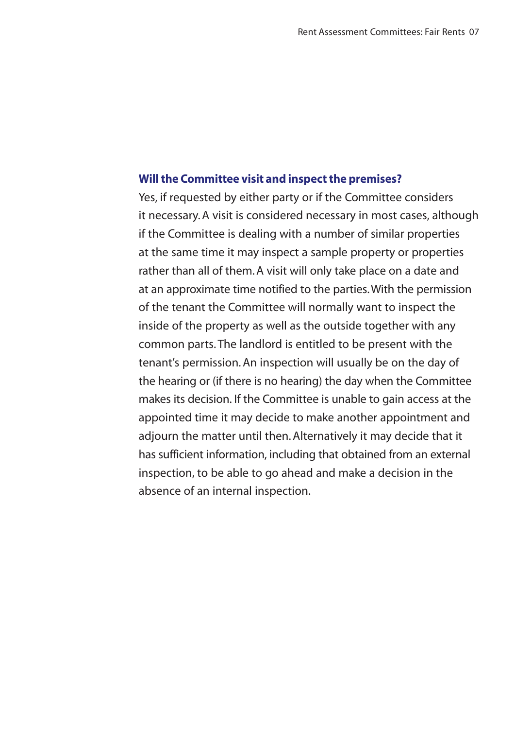### Will the Committee visit and inspect the premises?

Yes, if requested by either party or if the Committee considers it necessary. A visit is considered necessary in most cases, although if the Committee is dealing with a number of similar properties at the same time it may inspect a sample property or properties rather than all of them. A visit will only take place on a date and at an approximate time notified to the parties. With the permission of the tenant the Committee will normally want to inspect the inside of the property as well as the outside together with any common parts. The landlord is entitled to be present with the tenant's permission. An inspection will usually be on the day of the hearing or (if there is no hearing) the day when the Committee makes its decision. If the Committee is unable to gain access at the appointed time it may decide to make another appointment and adjourn the matter until then. Alternatively it may decide that it has sufficient information, including that obtained from an external inspection, to be able to go ahead and make a decision in the absence of an internal inspection.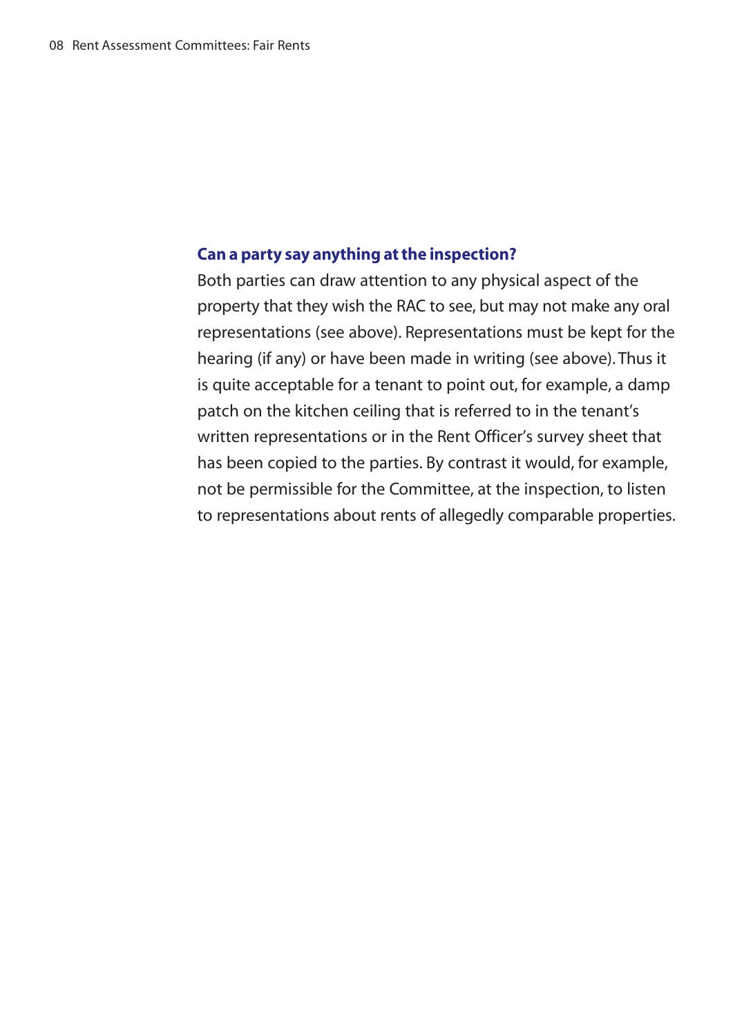### Can a party say anything at the inspection?

Both parties can draw attention to any physical aspect of the property that they wish the RAC to see, but may not make any oral representations (see above). Representations must be kept for the hearing (if any) or have been made in writing (see above). Thus it is quite acceptable for a tenant to point out, for example, a damp patch on the kitchen ceiling that is referred to in the tenant's written representations or in the Rent Officer's survey sheet that has been copied to the parties. By contrast it would, for example, not be permissible for the Committee, at the inspection, to listen to representations about rents of allegedly comparable properties.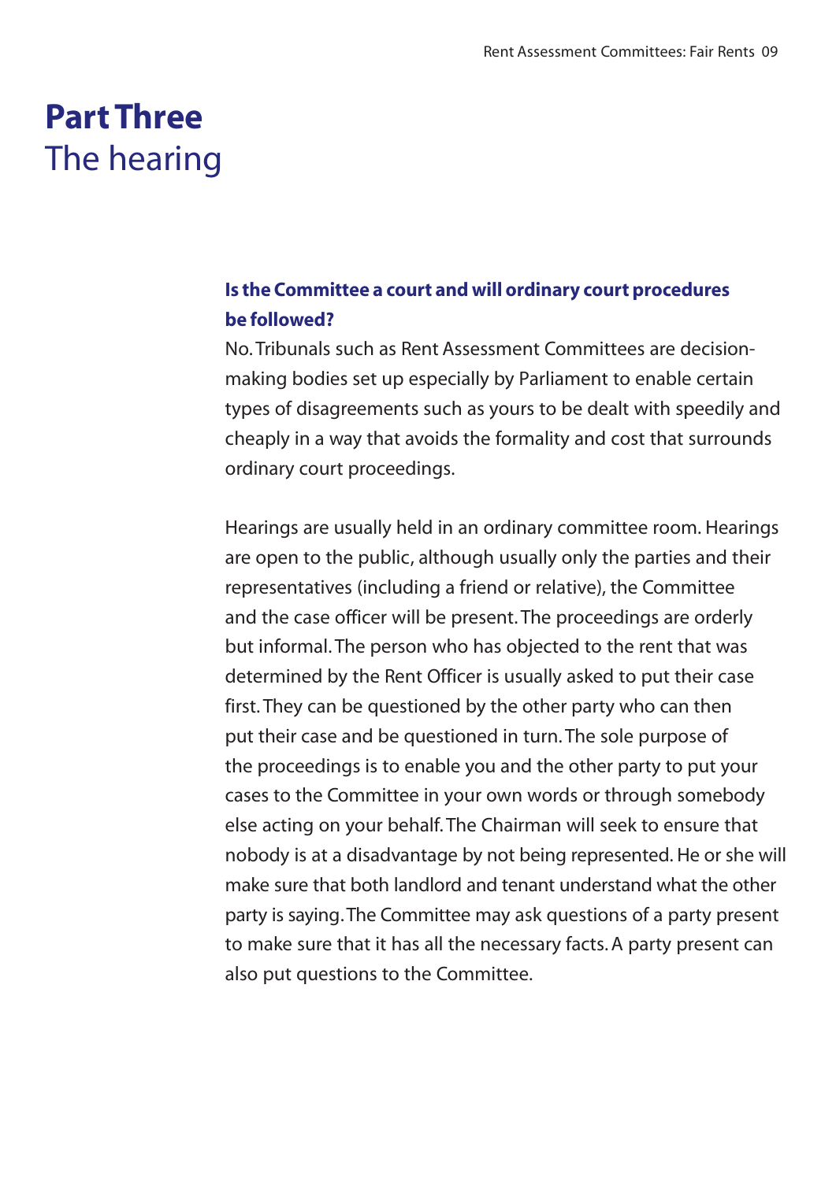# Part Three
## The hearing

### Is the Committee a court and will ordinary court procedures be followed?

No. Tribunals such as Rent Assessment Committees are decision-making bodies set up especially by Parliament to enable certain types of disagreements such as yours to be dealt with speedily and cheaply in a way that avoids the formality and cost that surrounds ordinary court proceedings.

Hearings are usually held in an ordinary committee room. Hearings are open to the public, although usually only the parties and their representatives (including a friend or relative), the Committee and the case officer will be present. The proceedings are orderly but informal. The person who has objected to the rent that was determined by the Rent Officer is usually asked to put their case first. They can be questioned by the other party who can then put their case and be questioned in turn. The sole purpose of the proceedings is to enable you and the other party to put your cases to the Committee in your own words or through somebody else acting on your behalf. The Chairman will seek to ensure that nobody is at a disadvantage by not being represented. He or she will make sure that both landlord and tenant understand what the other party is saying. The Committee may ask questions of a party present to make sure that it has all the necessary facts. A party present can also put questions to the Committee.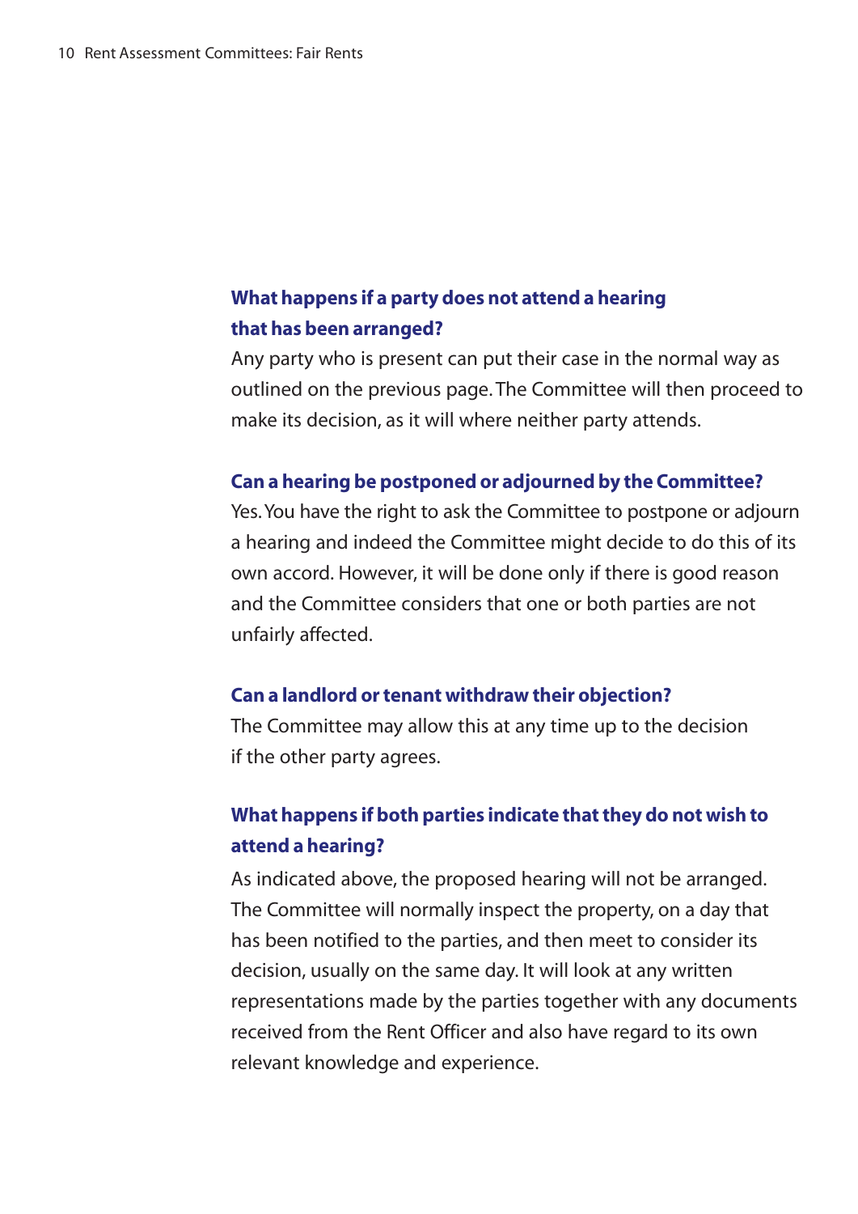### What happens if a party does not attend a hearing that has been arranged?

Any party who is present can put their case in the normal way as outlined on the previous page. The Committee will then proceed to make its decision, as it will where neither party attends.

### Can a hearing be postponed or adjourned by the Committee?

Yes. You have the right to ask the Committee to postpone or adjourn a hearing and indeed the Committee might decide to do this of its own accord. However, it will be done only if there is good reason and the Committee considers that one or both parties are not unfairly affected.

### Can a landlord or tenant withdraw their objection?

The Committee may allow this at any time up to the decision if the other party agrees.

### What happens if both parties indicate that they do not wish to attend a hearing?

As indicated above, the proposed hearing will not be arranged. The Committee will normally inspect the property, on a day that has been notified to the parties, and then meet to consider its decision, usually on the same day. It will look at any written representations made by the parties together with any documents received from the Rent Officer and also have regard to its own relevant knowledge and experience.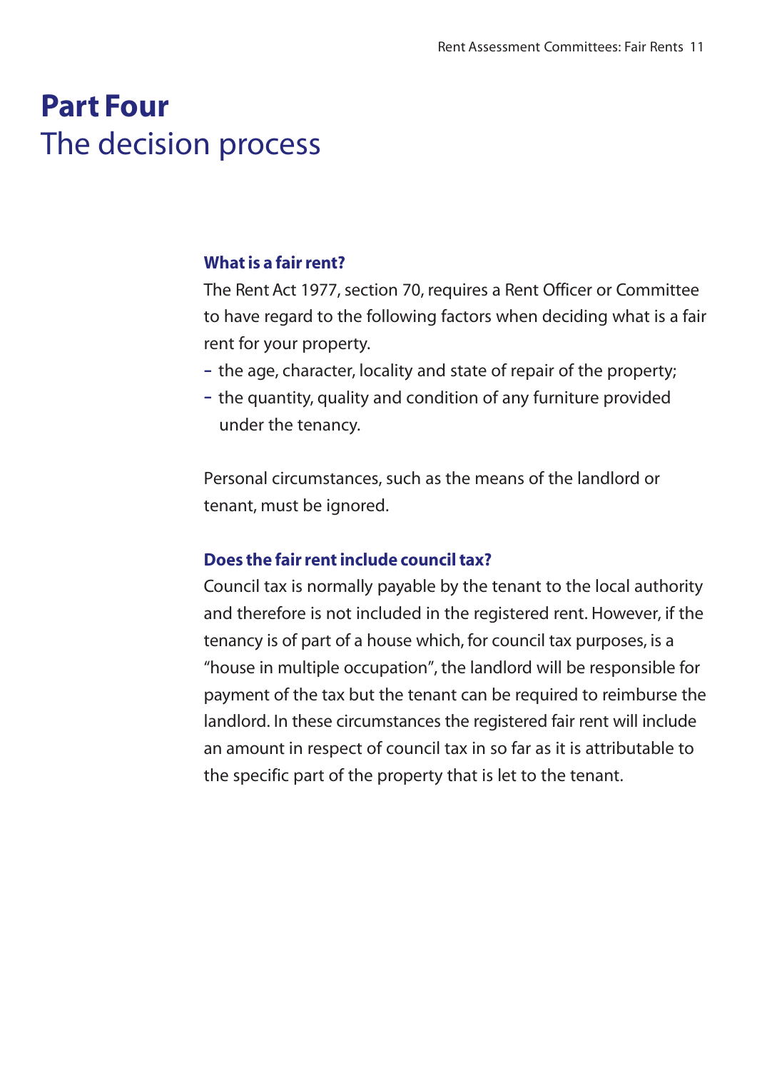# Part Four
## The decision process

### What is a fair rent?

The Rent Act 1977, section 70, requires a Rent Officer or Committee to have regard to the following factors when deciding what is a fair rent for your property.

- the age, character, locality and state of repair of the property;
- the quantity, quality and condition of any furniture provided under the tenancy.

Personal circumstances, such as the means of the landlord or tenant, must be ignored.

### Does the fair rent include council tax?

Council tax is normally payable by the tenant to the local authority and therefore is not included in the registered rent. However, if the tenancy is of part of a house which, for council tax purposes, is a "house in multiple occupation", the landlord will be responsible for payment of the tax but the tenant can be required to reimburse the landlord. In these circumstances the registered fair rent will include an amount in respect of council tax in so far as it is attributable to the specific part of the property that is let to the tenant.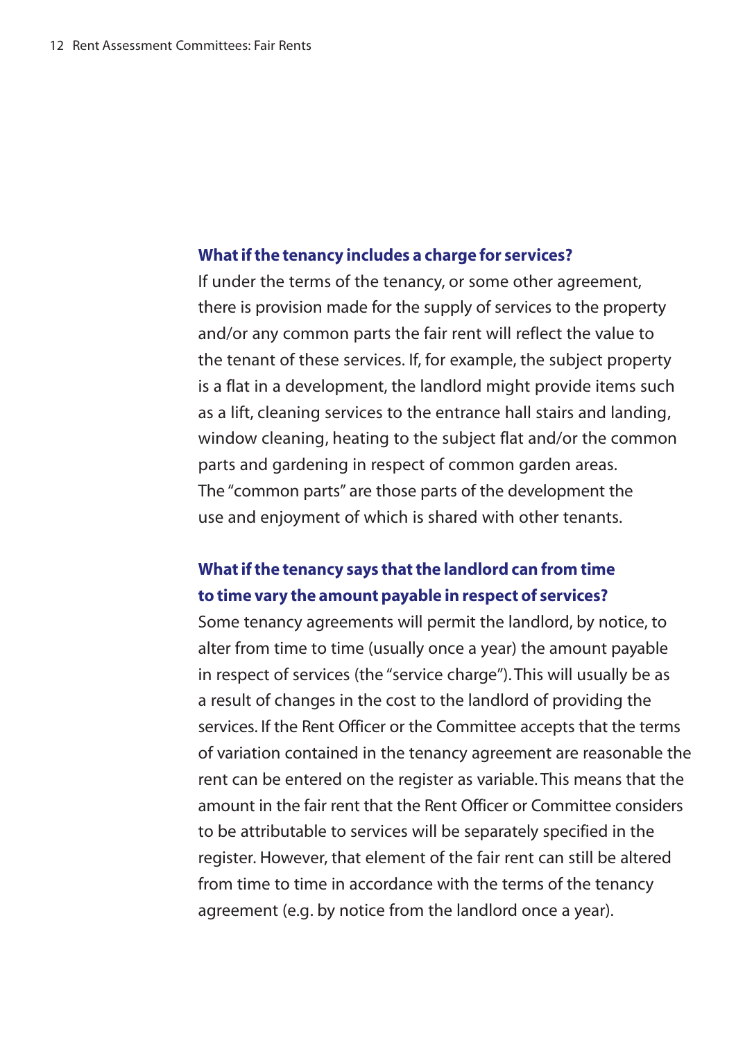### What if the tenancy includes a charge for services?

If under the terms of the tenancy, or some other agreement, there is provision made for the supply of services to the property and/or any common parts the fair rent will reflect the value to the tenant of these services. If, for example, the subject property is a flat in a development, the landlord might provide items such as a lift, cleaning services to the entrance hall stairs and landing, window cleaning, heating to the subject flat and/or the common parts and gardening in respect of common garden areas. The "common parts" are those parts of the development the use and enjoyment of which is shared with other tenants.

### What if the tenancy says that the landlord can from time to time vary the amount payable in respect of services?

Some tenancy agreements will permit the landlord, by notice, to alter from time to time (usually once a year) the amount payable in respect of services (the "service charge"). This will usually be as a result of changes in the cost to the landlord of providing the services. If the Rent Officer or the Committee accepts that the terms of variation contained in the tenancy agreement are reasonable the rent can be entered on the register as variable. This means that the amount in the fair rent that the Rent Officer or Committee considers to be attributable to services will be separately specified in the register. However, that element of the fair rent can still be altered from time to time in accordance with the terms of the tenancy agreement (e.g. by notice from the landlord once a year).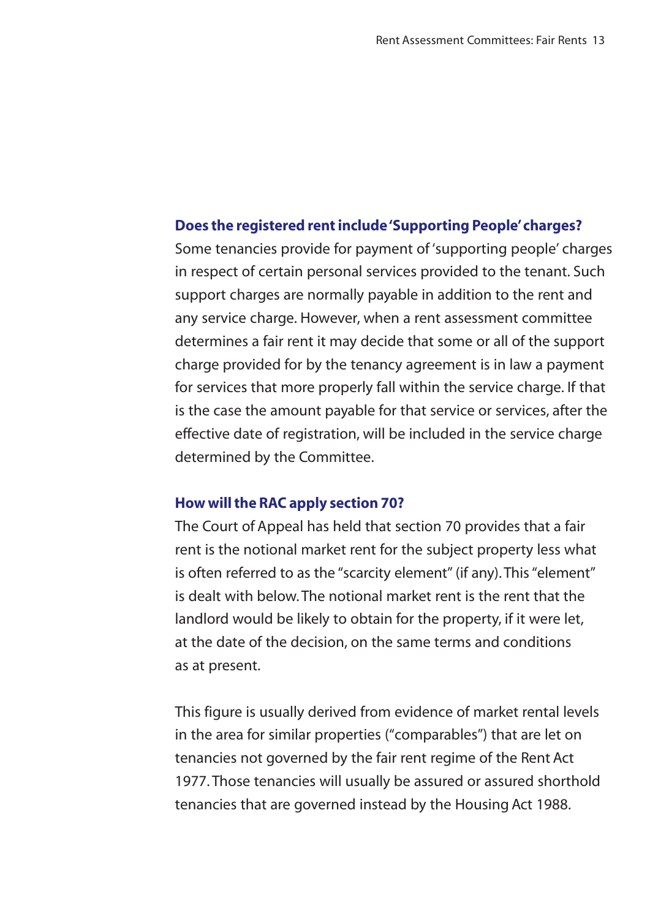## Does the registered rent include 'Supporting People' charges?

Some tenancies provide for payment of 'supporting people' charges in respect of certain personal services provided to the tenant. Such support charges are normally payable in addition to the rent and any service charge. However, when a rent assessment committee determines a fair rent it may decide that some or all of the support charge provided for by the tenancy agreement is in law a payment for services that more properly fall within the service charge. If that is the case the amount payable for that service or services, after the effective date of registration, will be included in the service charge determined by the Committee.

## How will the RAC apply section 70?

The Court of Appeal has held that section 70 provides that a fair rent is the notional market rent for the subject property less what is often referred to as the "scarcity element" (if any). This "element" is dealt with below. The notional market rent is the rent that the landlord would be likely to obtain for the property, if it were let, at the date of the decision, on the same terms and conditions as at present.

This figure is usually derived from evidence of market rental levels in the area for similar properties ("comparables") that are let on tenancies not governed by the fair rent regime of the Rent Act 1977. Those tenancies will usually be assured or assured shorthold tenancies that are governed instead by the Housing Act 1988.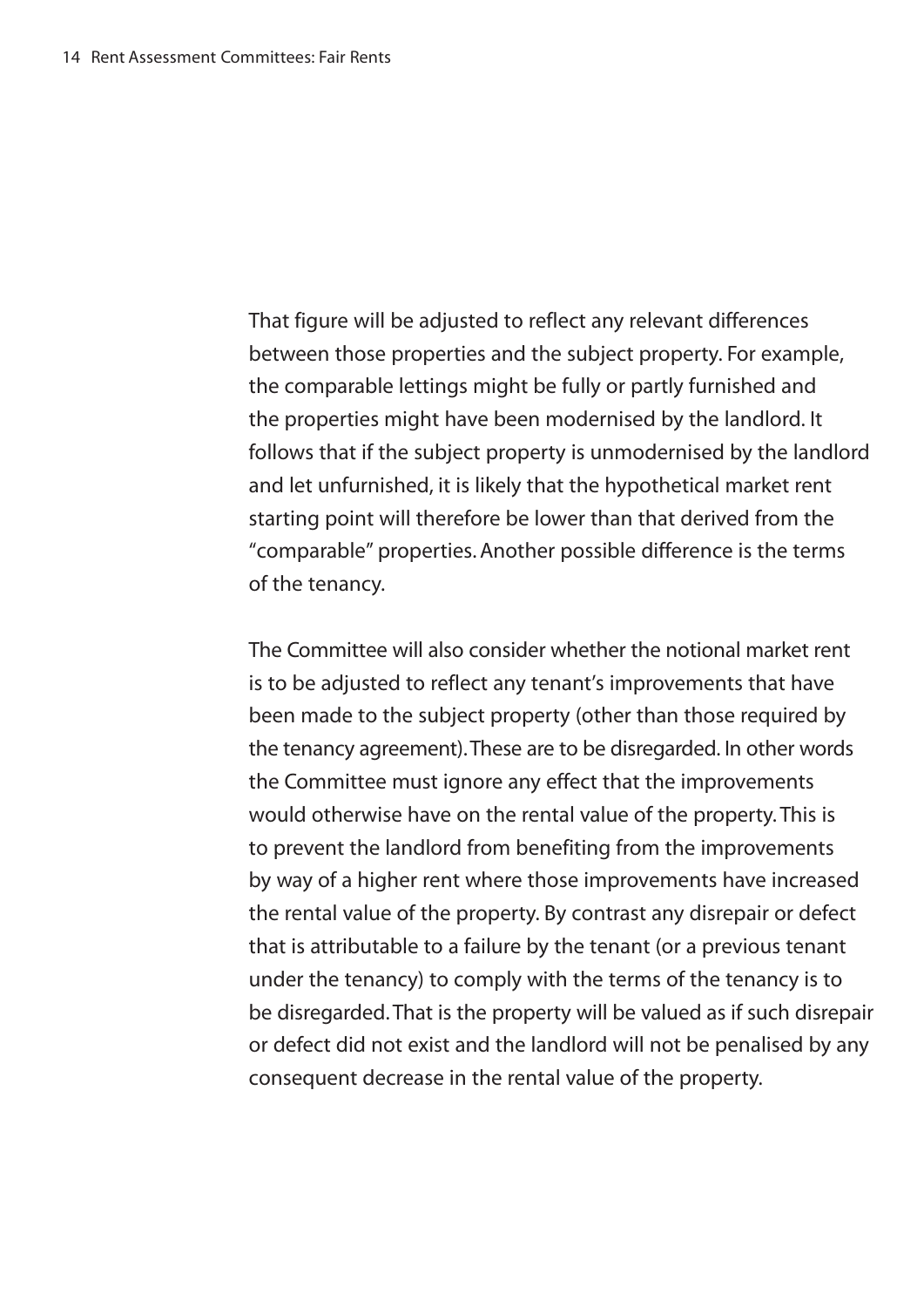That figure will be adjusted to reflect any relevant differences between those properties and the subject property. For example, the comparable lettings might be fully or partly furnished and the properties might have been modernised by the landlord. It follows that if the subject property is unmodernised by the landlord and let unfurnished, it is likely that the hypothetical market rent starting point will therefore be lower than that derived from the "comparable" properties. Another possible difference is the terms of the tenancy.

The Committee will also consider whether the notional market rent is to be adjusted to reflect any tenant's improvements that have been made to the subject property (other than those required by the tenancy agreement). These are to be disregarded. In other words the Committee must ignore any effect that the improvements would otherwise have on the rental value of the property. This is to prevent the landlord from benefiting from the improvements by way of a higher rent where those improvements have increased the rental value of the property. By contrast any disrepair or defect that is attributable to a failure by the tenant (or a previous tenant under the tenancy) to comply with the terms of the tenancy is to be disregarded. That is the property will be valued as if such disrepair or defect did not exist and the landlord will not be penalised by any consequent decrease in the rental value of the property.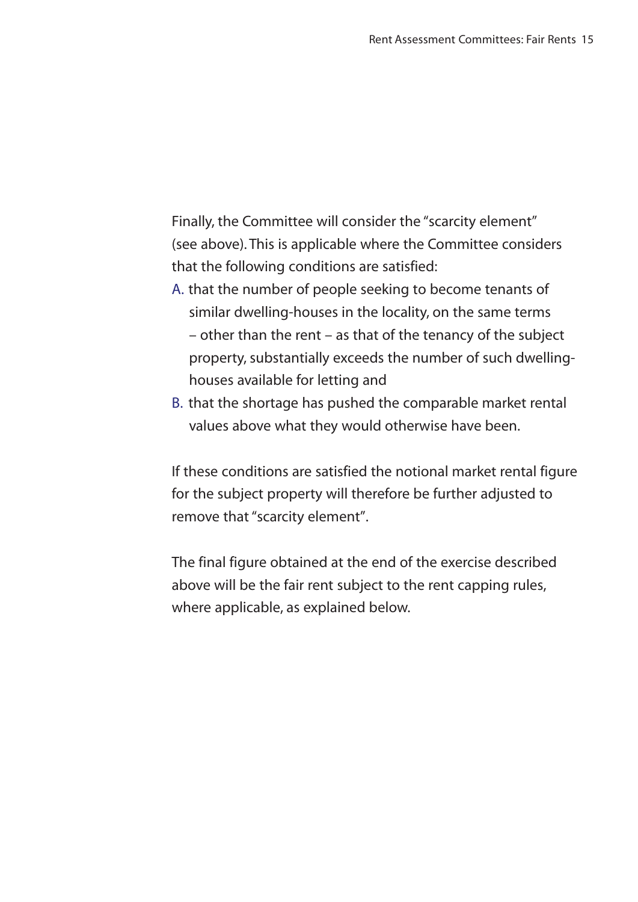Finally, the Committee will consider the "scarcity element" (see above). This is applicable where the Committee considers that the following conditions are satisfied:

A. that the number of people seeking to become tenants of similar dwelling-houses in the locality, on the same terms – other than the rent – as that of the tenancy of the subject property, substantially exceeds the number of such dwelling-houses available for letting and

B. that the shortage has pushed the comparable market rental values above what they would otherwise have been.

If these conditions are satisfied the notional market rental figure for the subject property will therefore be further adjusted to remove that "scarcity element".

The final figure obtained at the end of the exercise described above will be the fair rent subject to the rent capping rules, where applicable, as explained below.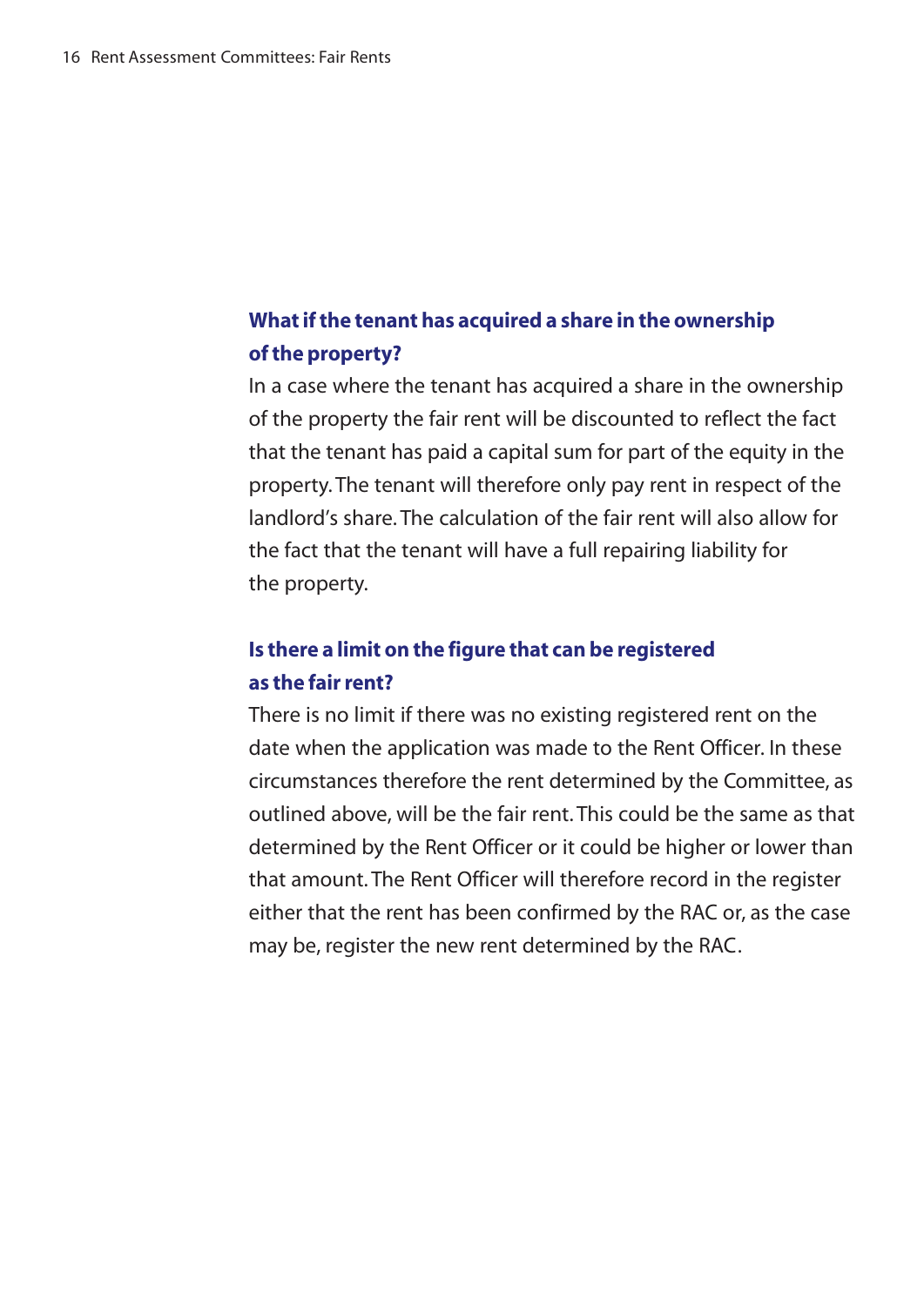### What if the tenant has acquired a share in the ownership of the property?

In a case where the tenant has acquired a share in the ownership of the property the fair rent will be discounted to reflect the fact that the tenant has paid a capital sum for part of the equity in the property. The tenant will therefore only pay rent in respect of the landlord's share. The calculation of the fair rent will also allow for the fact that the tenant will have a full repairing liability for the property.

### Is there a limit on the figure that can be registered as the fair rent?

There is no limit if there was no existing registered rent on the date when the application was made to the Rent Officer. In these circumstances therefore the rent determined by the Committee, as outlined above, will be the fair rent. This could be the same as that determined by the Rent Officer or it could be higher or lower than that amount. The Rent Officer will therefore record in the register either that the rent has been confirmed by the RAC or, as the case may be, register the new rent determined by the RAC.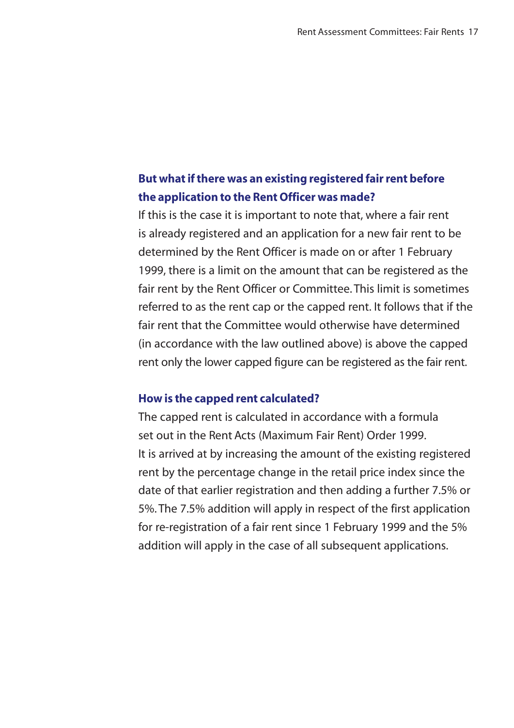### But what if there was an existing registered fair rent before the application to the Rent Officer was made?

If this is the case it is important to note that, where a fair rent is already registered and an application for a new fair rent to be determined by the Rent Officer is made on or after 1 February 1999, there is a limit on the amount that can be registered as the fair rent by the Rent Officer or Committee. This limit is sometimes referred to as the rent cap or the capped rent. It follows that if the fair rent that the Committee would otherwise have determined (in accordance with the law outlined above) is above the capped rent only the lower capped figure can be registered as the fair rent.

### How is the capped rent calculated?

The capped rent is calculated in accordance with a formula set out in the Rent Acts (Maximum Fair Rent) Order 1999. It is arrived at by increasing the amount of the existing registered rent by the percentage change in the retail price index since the date of that earlier registration and then adding a further 7.5% or 5%. The 7.5% addition will apply in respect of the first application for re-registration of a fair rent since 1 February 1999 and the 5% addition will apply in the case of all subsequent applications.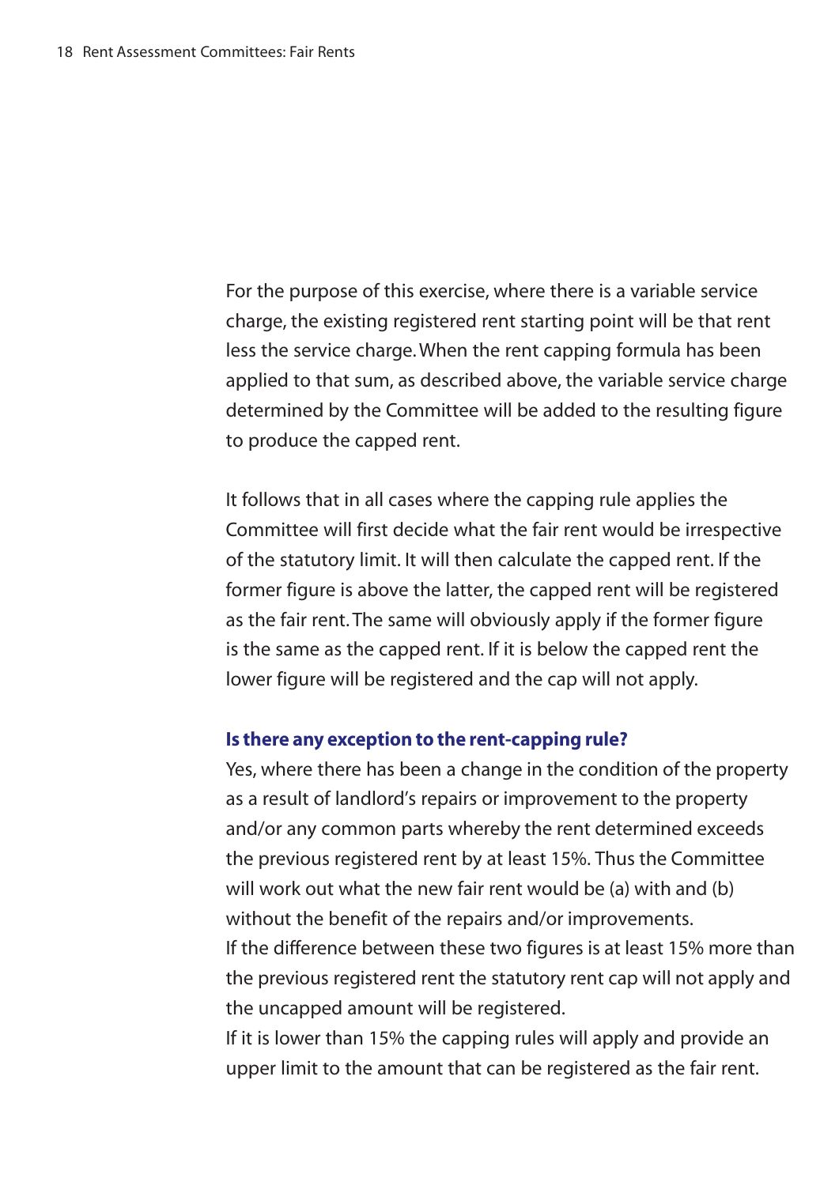For the purpose of this exercise, where there is a variable service charge, the existing registered rent starting point will be that rent less the service charge. When the rent capping formula has been applied to that sum, as described above, the variable service charge determined by the Committee will be added to the resulting figure to produce the capped rent.

It follows that in all cases where the capping rule applies the Committee will first decide what the fair rent would be irrespective of the statutory limit. It will then calculate the capped rent. If the former figure is above the latter, the capped rent will be registered as the fair rent. The same will obviously apply if the former figure is the same as the capped rent. If it is below the capped rent the lower figure will be registered and the cap will not apply.

### Is there any exception to the rent-capping rule?

Yes, where there has been a change in the condition of the property as a result of landlord's repairs or improvement to the property and/or any common parts whereby the rent determined exceeds the previous registered rent by at least 15%. Thus the Committee will work out what the new fair rent would be (a) with and (b) without the benefit of the repairs and/or improvements.

If the difference between these two figures is at least 15% more than the previous registered rent the statutory rent cap will not apply and the uncapped amount will be registered.

If it is lower than 15% the capping rules will apply and provide an upper limit to the amount that can be registered as the fair rent.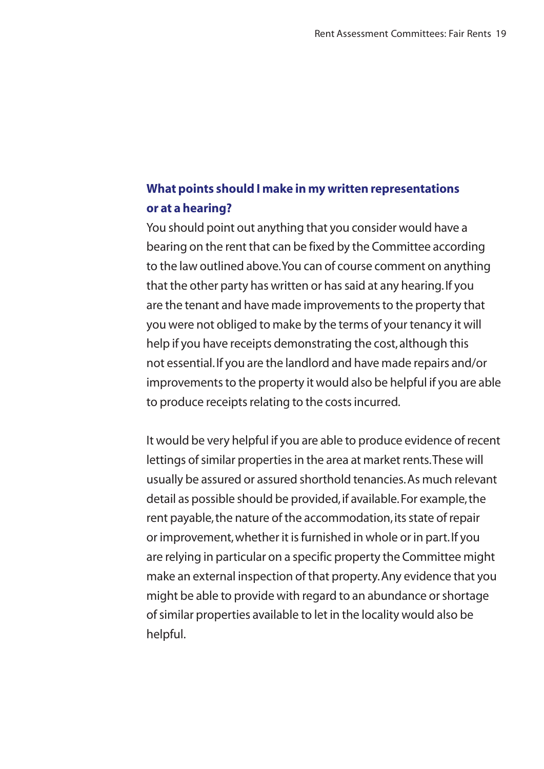## What points should I make in my written representations or at a hearing?

You should point out anything that you consider would have a bearing on the rent that can be fixed by the Committee according to the law outlined above. You can of course comment on anything that the other party has written or has said at any hearing. If you are the tenant and have made improvements to the property that you were not obliged to make by the terms of your tenancy it will help if you have receipts demonstrating the cost, although this not essential. If you are the landlord and have made repairs and/or improvements to the property it would also be helpful if you are able to produce receipts relating to the costs incurred.

It would be very helpful if you are able to produce evidence of recent lettings of similar properties in the area at market rents. These will usually be assured or assured shorthold tenancies. As much relevant detail as possible should be provided, if available. For example, the rent payable, the nature of the accommodation, its state of repair or improvement, whether it is furnished in whole or in part. If you are relying in particular on a specific property the Committee might make an external inspection of that property. Any evidence that you might be able to provide with regard to an abundance or shortage of similar properties available to let in the locality would also be helpful.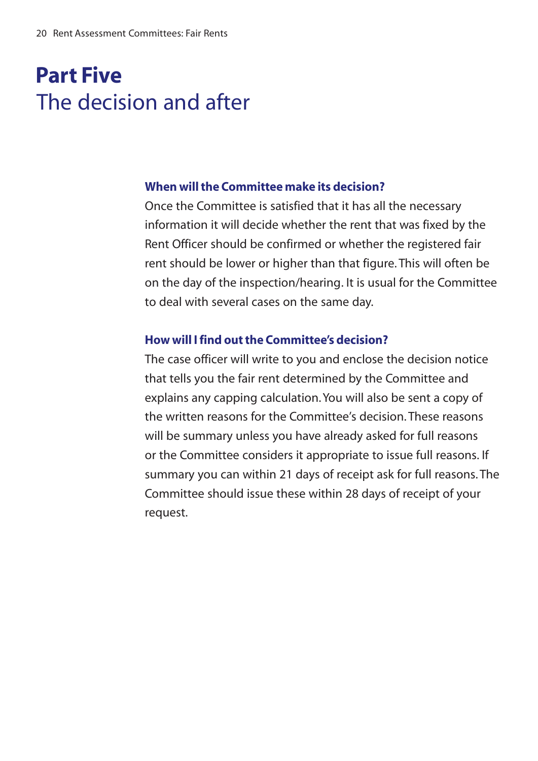# Part Five
## The decision and after

### When will the Committee make its decision?

Once the Committee is satisfied that it has all the necessary information it will decide whether the rent that was fixed by the Rent Officer should be confirmed or whether the registered fair rent should be lower or higher than that figure. This will often be on the day of the inspection/hearing. It is usual for the Committee to deal with several cases on the same day.

### How will I find out the Committee's decision?

The case officer will write to you and enclose the decision notice that tells you the fair rent determined by the Committee and explains any capping calculation. You will also be sent a copy of the written reasons for the Committee's decision. These reasons will be summary unless you have already asked for full reasons or the Committee considers it appropriate to issue full reasons. If summary you can within 21 days of receipt ask for full reasons. The Committee should issue these within 28 days of receipt of your request.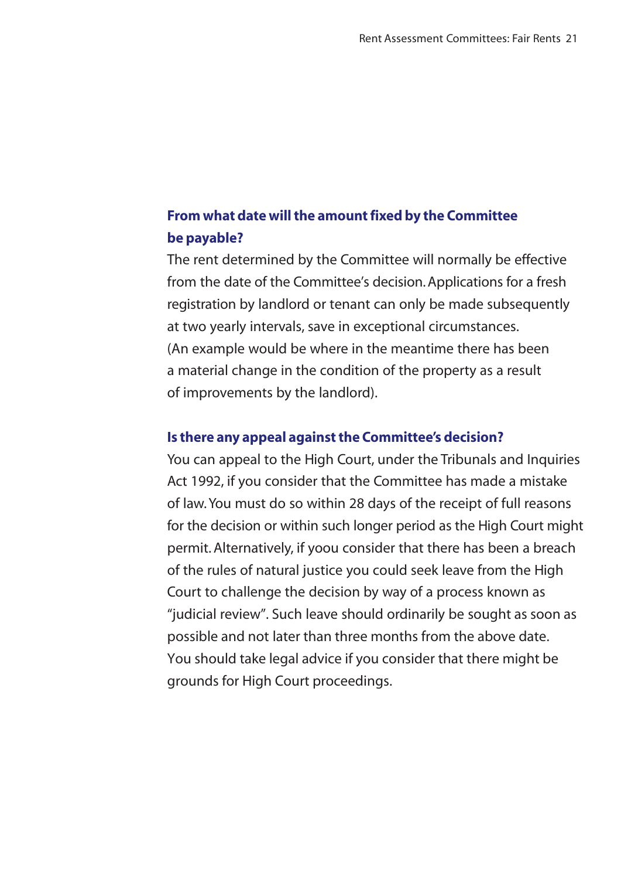### From what date will the amount fixed by the Committee be payable?

The rent determined by the Committee will normally be effective from the date of the Committee's decision. Applications for a fresh registration by landlord or tenant can only be made subsequently at two yearly intervals, save in exceptional circumstances. (An example would be where in the meantime there has been a material change in the condition of the property as a result of improvements by the landlord).

### Is there any appeal against the Committee's decision?

You can appeal to the High Court, under the Tribunals and Inquiries Act 1992, if you consider that the Committee has made a mistake of law. You must do so within 28 days of the receipt of full reasons for the decision or within such longer period as the High Court might permit. Alternatively, if yoou consider that there has been a breach of the rules of natural justice you could seek leave from the High Court to challenge the decision by way of a process known as "judicial review". Such leave should ordinarily be sought as soon as possible and not later than three months from the above date. You should take legal advice if you consider that there might be grounds for High Court proceedings.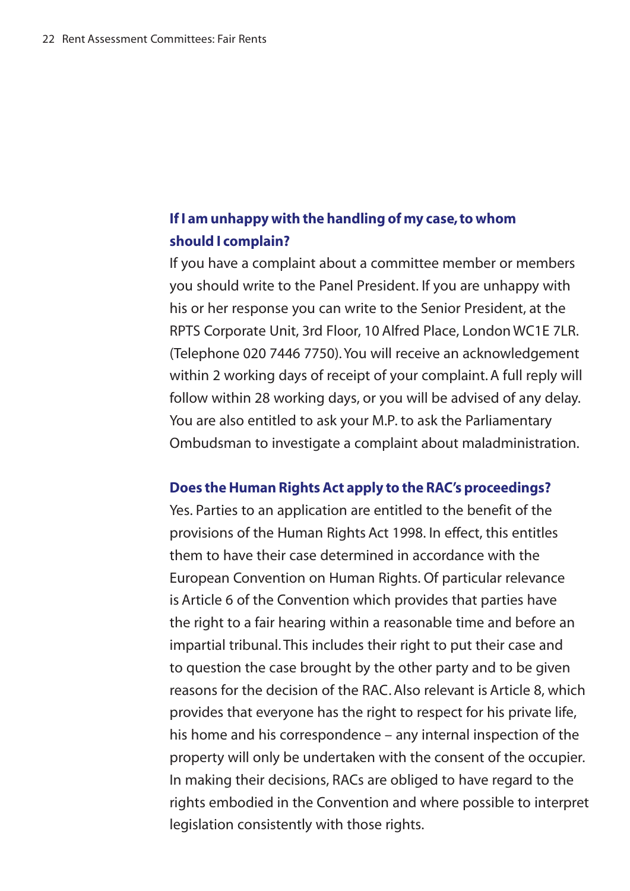### If I am unhappy with the handling of my case, to whom should I complain?

If you have a complaint about a committee member or members you should write to the Panel President. If you are unhappy with his or her response you can write to the Senior President, at the RPTS Corporate Unit, 3rd Floor, 10 Alfred Place, London WC1E 7LR. (Telephone 020 7446 7750). You will receive an acknowledgement within 2 working days of receipt of your complaint. A full reply will follow within 28 working days, or you will be advised of any delay. You are also entitled to ask your M.P. to ask the Parliamentary Ombudsman to investigate a complaint about maladministration.

### Does the Human Rights Act apply to the RAC's proceedings?

Yes. Parties to an application are entitled to the benefit of the provisions of the Human Rights Act 1998. In effect, this entitles them to have their case determined in accordance with the European Convention on Human Rights. Of particular relevance is Article 6 of the Convention which provides that parties have the right to a fair hearing within a reasonable time and before an impartial tribunal. This includes their right to put their case and to question the case brought by the other party and to be given reasons for the decision of the RAC. Also relevant is Article 8, which provides that everyone has the right to respect for his private life, his home and his correspondence – any internal inspection of the property will only be undertaken with the consent of the occupier. In making their decisions, RACs are obliged to have regard to the rights embodied in the Convention and where possible to interpret legislation consistently with those rights.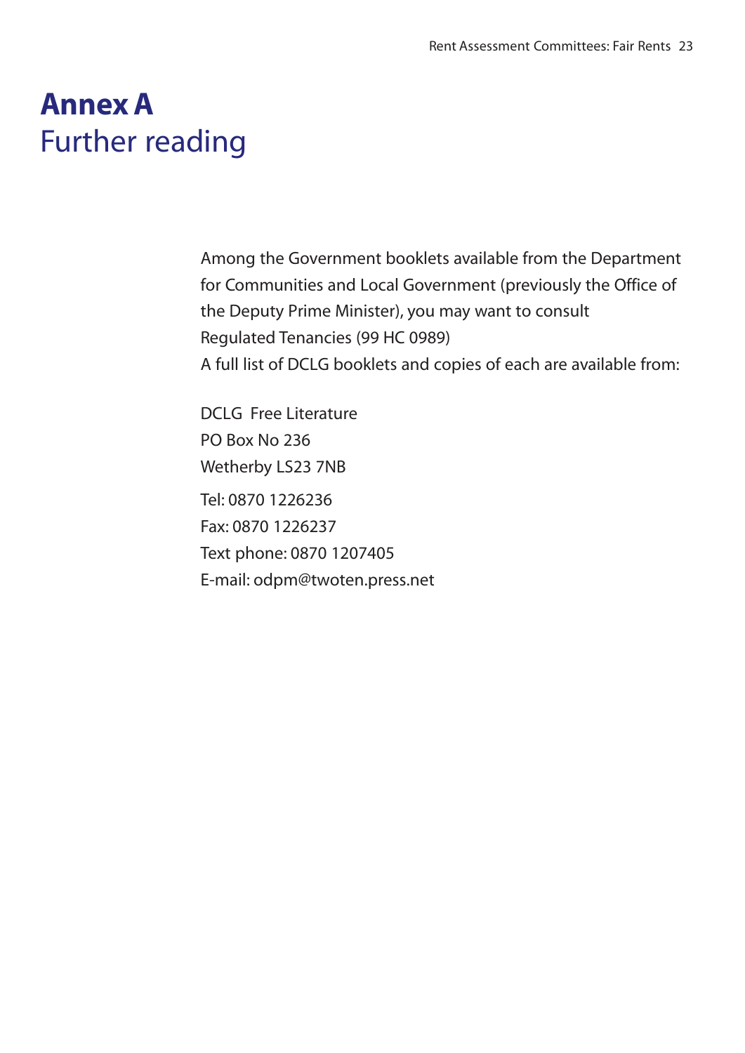# Annex A
## Further reading

Among the Government booklets available from the Department for Communities and Local Government (previously the Office of the Deputy Prime Minister), you may want to consult
Regulated Tenancies (99 HC 0989)
A full list of DCLG booklets and copies of each are available from:

DCLG Free Literature
PO Box No 236
Wetherby LS23 7NB

Tel: 0870 1226236
Fax: 0870 1226237
Text phone: 0870 1207405
E-mail: odpm@twoten.press.net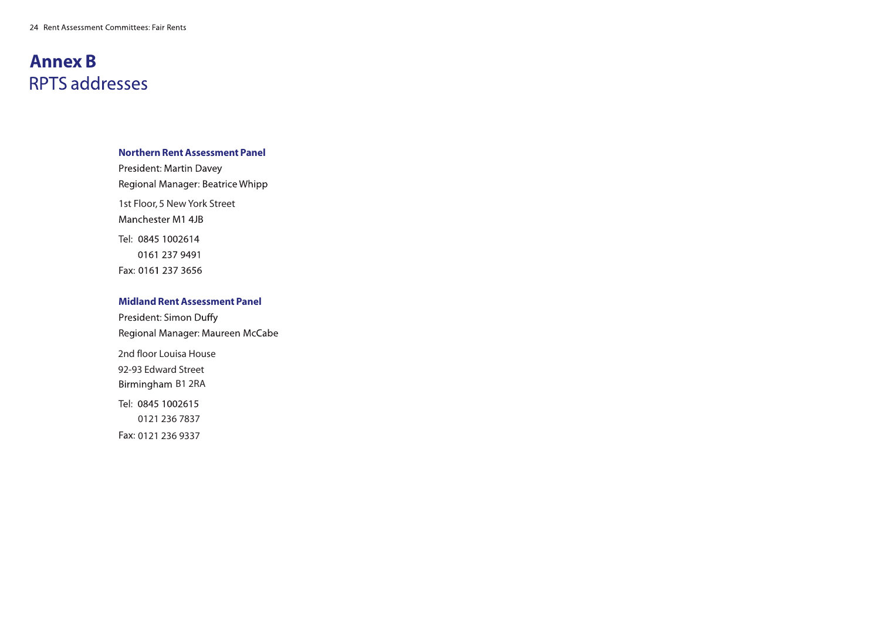# Annex B
## RPTS addresses

**Northern Rent Assessment Panel**

President: Martin Davey
Regional Manager: Beatrice Whipp

1st Floor, 5 New York Street
Manchester M1 4JB

Tel: 0845 1002614
0161 237 9491
Fax: 0161 237 3656

**Midland Rent Assessment Panel**

President: Simon Duffy
Regional Manager: Maureen McCabe

2nd floor Louisa House
92-93 Edward Street
Birmingham B1 2RA

Tel: 0845 1002615
0121 236 7837
Fax: 0121 236 9337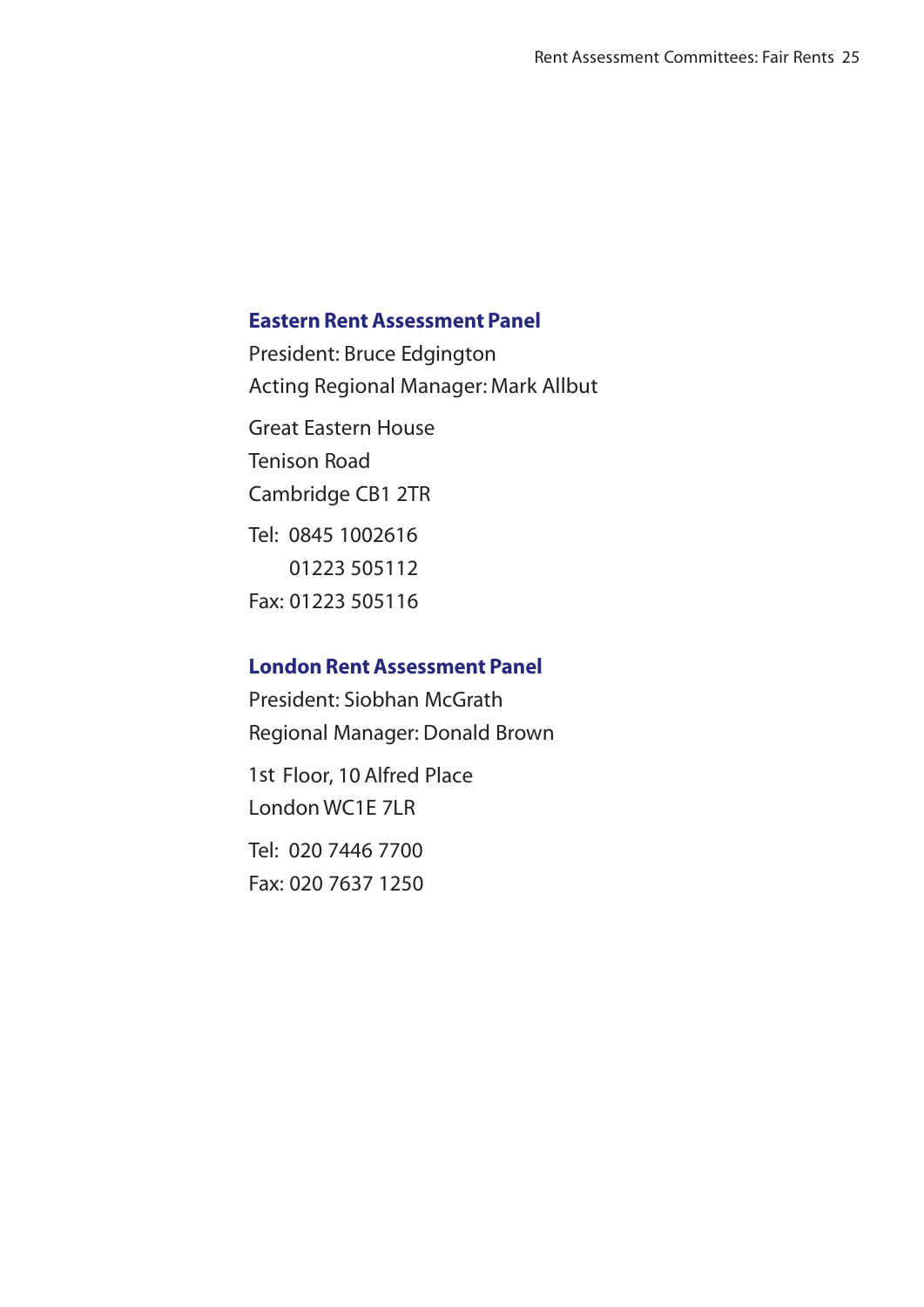### Eastern Rent Assessment Panel

President: Bruce Edgington
Acting Regional Manager: Mark Allbut

Great Eastern House
Tenison Road
Cambridge CB1 2TR

Tel: 0845 1002616
01223 505112
Fax: 01223 505116

### London Rent Assessment Panel

President: Siobhan McGrath
Regional Manager: Donald Brown

1st Floor, 10 Alfred Place
London WC1E 7LR

Tel: 020 7446 7700
Fax: 020 7637 1250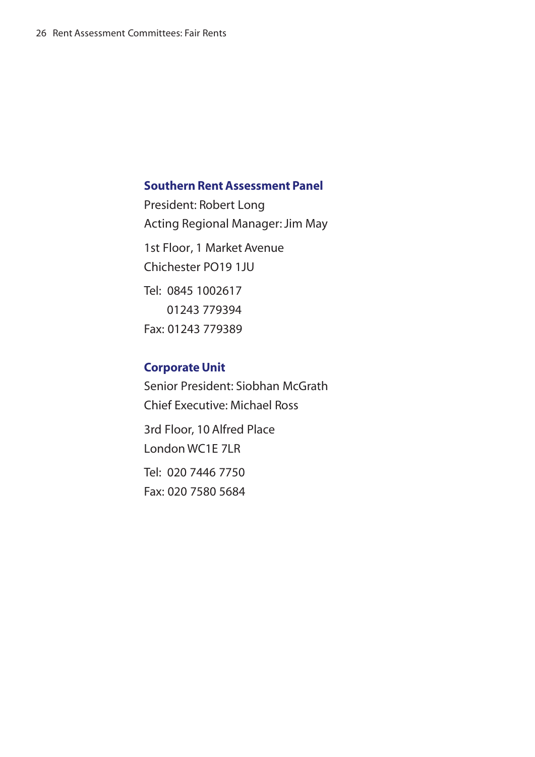### Southern Rent Assessment Panel

President: Robert Long
Acting Regional Manager: Jim May

1st Floor, 1 Market Avenue
Chichester PO19 1JU

Tel: 0845 1002617
01243 779394
Fax: 01243 779389

### Corporate Unit

Senior President: Siobhan McGrath
Chief Executive: Michael Ross

3rd Floor, 10 Alfred Place
London WC1E 7LR

Tel: 020 7446 7750
Fax: 020 7580 5684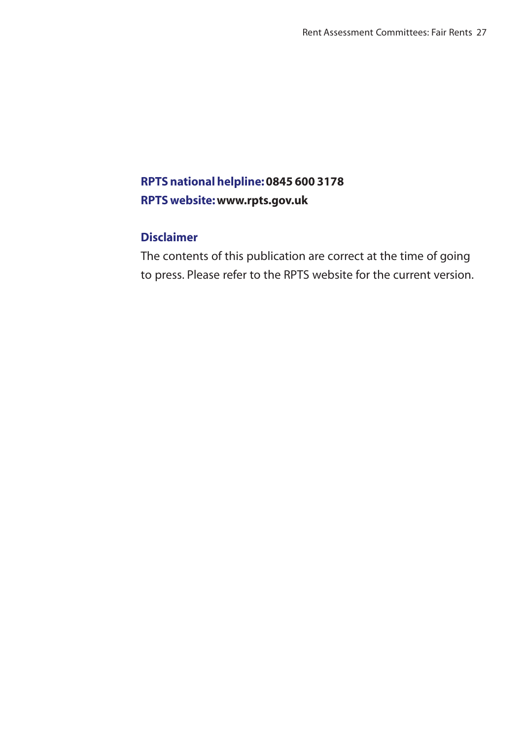**RPTS national helpline:** **0845 600 3178**
**RPTS website:** **www.rpts.gov.uk**

## Disclaimer

The contents of this publication are correct at the time of going to press. Please refer to the RPTS website for the current version.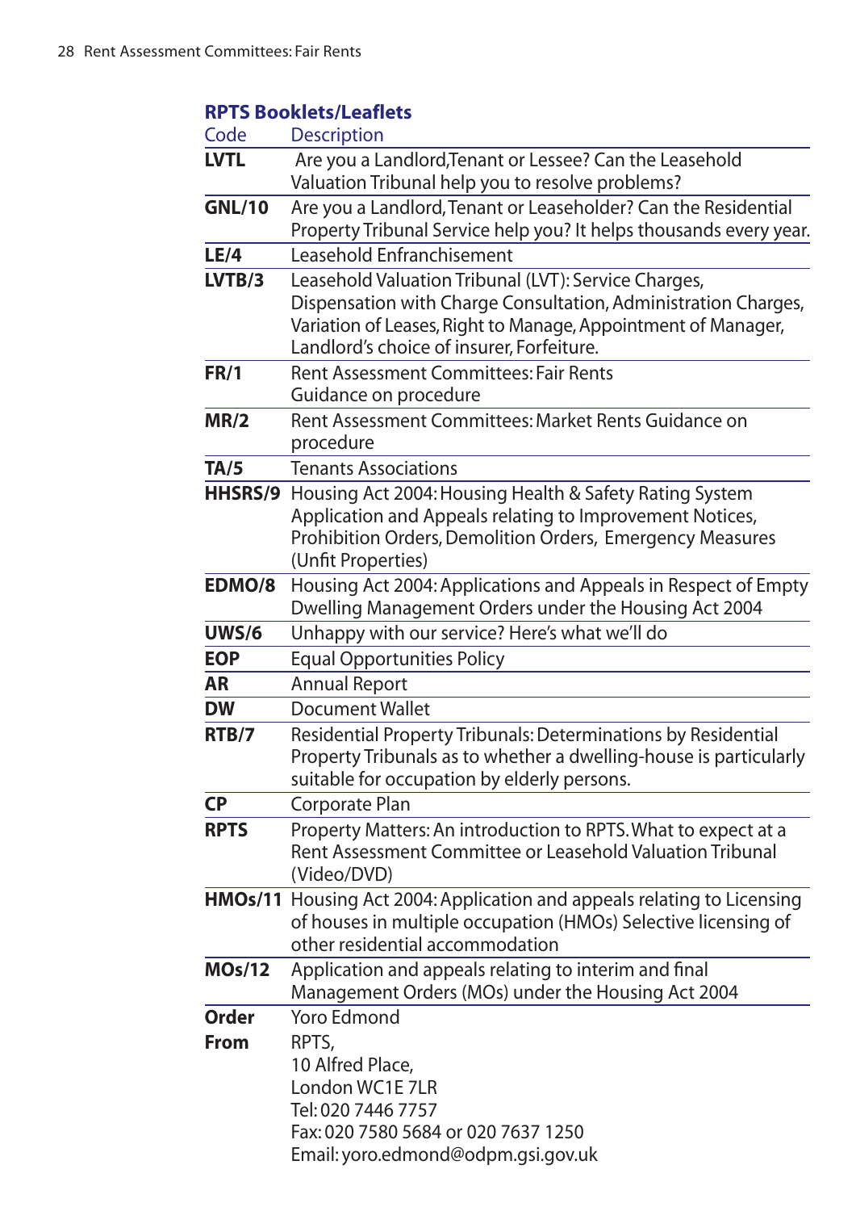### RPTS Booklets/Leaflets

| Code | Description |
|---|---|
| **LVTL** | Are you a Landlord,Tenant or Lessee? Can the Leasehold Valuation Tribunal help you to resolve problems? |
| **GNL/10** | Are you a Landlord, Tenant or Leaseholder? Can the Residential Property Tribunal Service help you? It helps thousands every year. |
| **LE/4** | Leasehold Enfranchisement |
| **LVTB/3** | Leasehold Valuation Tribunal (LVT): Service Charges, Dispensation with Charge Consultation, Administration Charges, Variation of Leases, Right to Manage, Appointment of Manager, Landlord's choice of insurer, Forfeiture. |
| **FR/1** | Rent Assessment Committees: Fair Rents Guidance on procedure |
| **MR/2** | Rent Assessment Committees: Market Rents Guidance on procedure |
| **TA/5** | Tenants Associations |
| **HHSRS/9** | Housing Act 2004: Housing Health & Safety Rating System Application and Appeals relating to Improvement Notices, Prohibition Orders, Demolition Orders, Emergency Measures (Unfit Properties) |
| **EDMO/8** | Housing Act 2004: Applications and Appeals in Respect of Empty Dwelling Management Orders under the Housing Act 2004 |
| **UWS/6** | Unhappy with our service? Here's what we'll do |
| **EOP** | Equal Opportunities Policy |
| **AR** | Annual Report |
| **DW** | Document Wallet |
| **RTB/7** | Residential Property Tribunals: Determinations by Residential Property Tribunals as to whether a dwelling-house is particularly suitable for occupation by elderly persons. |
| **CP** | Corporate Plan |
| **RPTS** | Property Matters: An introduction to RPTS. What to expect at a Rent Assessment Committee or Leasehold Valuation Tribunal (Video/DVD) |
| **HMOs/11** | Housing Act 2004: Application and appeals relating to Licensing of houses in multiple occupation (HMOs) Selective licensing of other residential accommodation |
| **MOs/12** | Application and appeals relating to interim and final Management Orders (MOs) under the Housing Act 2004 |

**Order From** Yoro Edmond
RPTS,
10 Alfred Place,
London WC1E 7LR
Tel: 020 7446 7757
Fax: 020 7580 5684 or 020 7637 1250
Email: yoro.edmond@odpm.gsi.gov.uk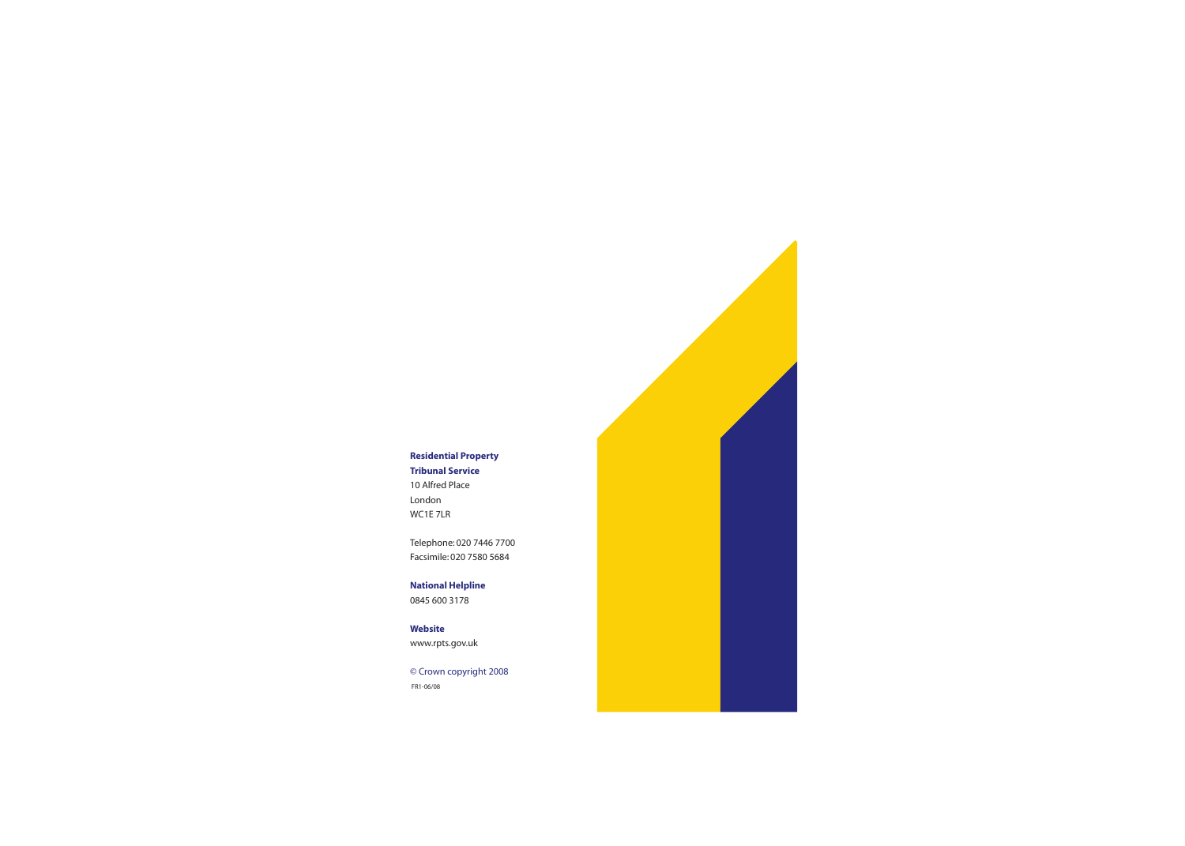**Residential Property Tribunal Service**
10 Alfred Place
London
WC1E 7LR

Telephone: 020 7446 7700
Facsimile: 020 7580 5684

**National Helpline**
0845 600 3178

**Website**
www.rpts.gov.uk

© Crown copyright 2008
FR1-06/08